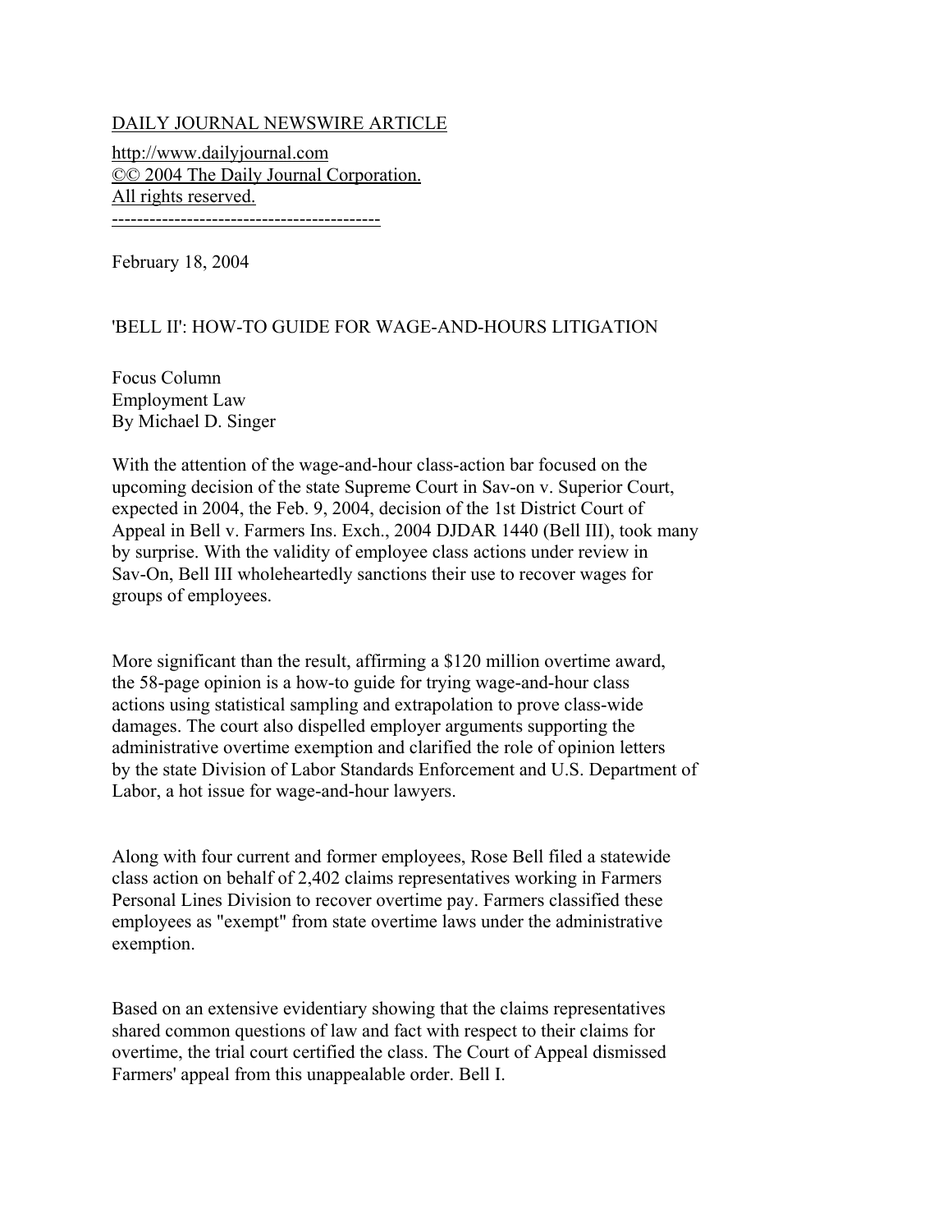DAILY JOURNAL NEWSWIRE ARTICLE

http://www.dailyjournal.com
©© 2004 The Daily Journal Corporation.
All rights reserved.

-------------------------------------------

February 18, 2004

# 'BELL II': HOW-TO GUIDE FOR WAGE-AND-HOURS LITIGATION

Focus Column
Employment Law
By Michael D. Singer

With the attention of the wage-and-hour class-action bar focused on the upcoming decision of the state Supreme Court in Sav-on v. Superior Court, expected in 2004, the Feb. 9, 2004, decision of the 1st District Court of Appeal in Bell v. Farmers Ins. Exch., 2004 DJDAR 1440 (Bell III), took many by surprise. With the validity of employee class actions under review in Sav-On, Bell III wholeheartedly sanctions their use to recover wages for groups of employees.

More significant than the result, affirming a $120 million overtime award, the 58-page opinion is a how-to guide for trying wage-and-hour class actions using statistical sampling and extrapolation to prove class-wide damages. The court also dispelled employer arguments supporting the administrative overtime exemption and clarified the role of opinion letters by the state Division of Labor Standards Enforcement and U.S. Department of Labor, a hot issue for wage-and-hour lawyers.

Along with four current and former employees, Rose Bell filed a statewide class action on behalf of 2,402 claims representatives working in Farmers Personal Lines Division to recover overtime pay. Farmers classified these employees as "exempt" from state overtime laws under the administrative exemption.

Based on an extensive evidentiary showing that the claims representatives shared common questions of law and fact with respect to their claims for overtime, the trial court certified the class. The Court of Appeal dismissed Farmers' appeal from this unappealable order. Bell I.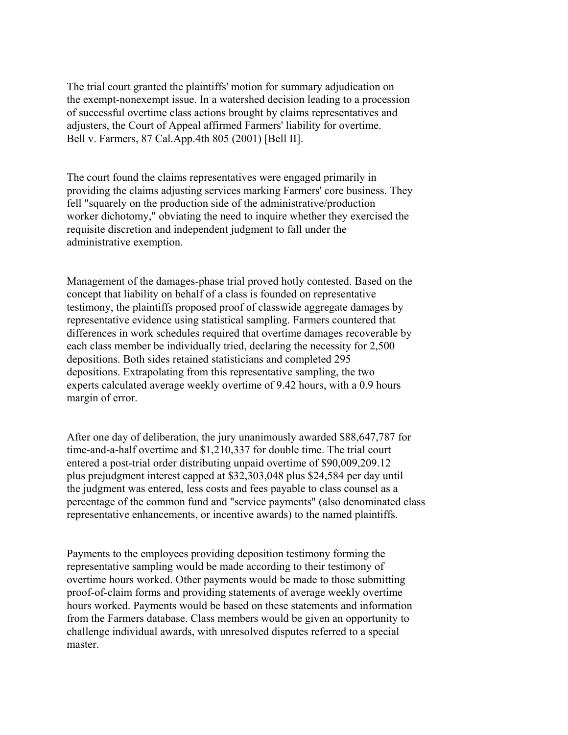The trial court granted the plaintiffs' motion for summary adjudication on the exempt-nonexempt issue. In a watershed decision leading to a procession of successful overtime class actions brought by claims representatives and adjusters, the Court of Appeal affirmed Farmers' liability for overtime. Bell v. Farmers, 87 Cal.App.4th 805 (2001) [Bell II].

The court found the claims representatives were engaged primarily in providing the claims adjusting services marking Farmers' core business. They fell "squarely on the production side of the administrative/production worker dichotomy," obviating the need to inquire whether they exercised the requisite discretion and independent judgment to fall under the administrative exemption.

Management of the damages-phase trial proved hotly contested. Based on the concept that liability on behalf of a class is founded on representative testimony, the plaintiffs proposed proof of classwide aggregate damages by representative evidence using statistical sampling. Farmers countered that differences in work schedules required that overtime damages recoverable by each class member be individually tried, declaring the necessity for 2,500 depositions. Both sides retained statisticians and completed 295 depositions. Extrapolating from this representative sampling, the two experts calculated average weekly overtime of 9.42 hours, with a 0.9 hours margin of error.

After one day of deliberation, the jury unanimously awarded $88,647,787 for time-and-a-half overtime and $1,210,337 for double time. The trial court entered a post-trial order distributing unpaid overtime of $90,009,209.12 plus prejudgment interest capped at $32,303,048 plus $24,584 per day until the judgment was entered, less costs and fees payable to class counsel as a percentage of the common fund and "service payments" (also denominated class representative enhancements, or incentive awards) to the named plaintiffs.

Payments to the employees providing deposition testimony forming the representative sampling would be made according to their testimony of overtime hours worked. Other payments would be made to those submitting proof-of-claim forms and providing statements of average weekly overtime hours worked. Payments would be based on these statements and information from the Farmers database. Class members would be given an opportunity to challenge individual awards, with unresolved disputes referred to a special master.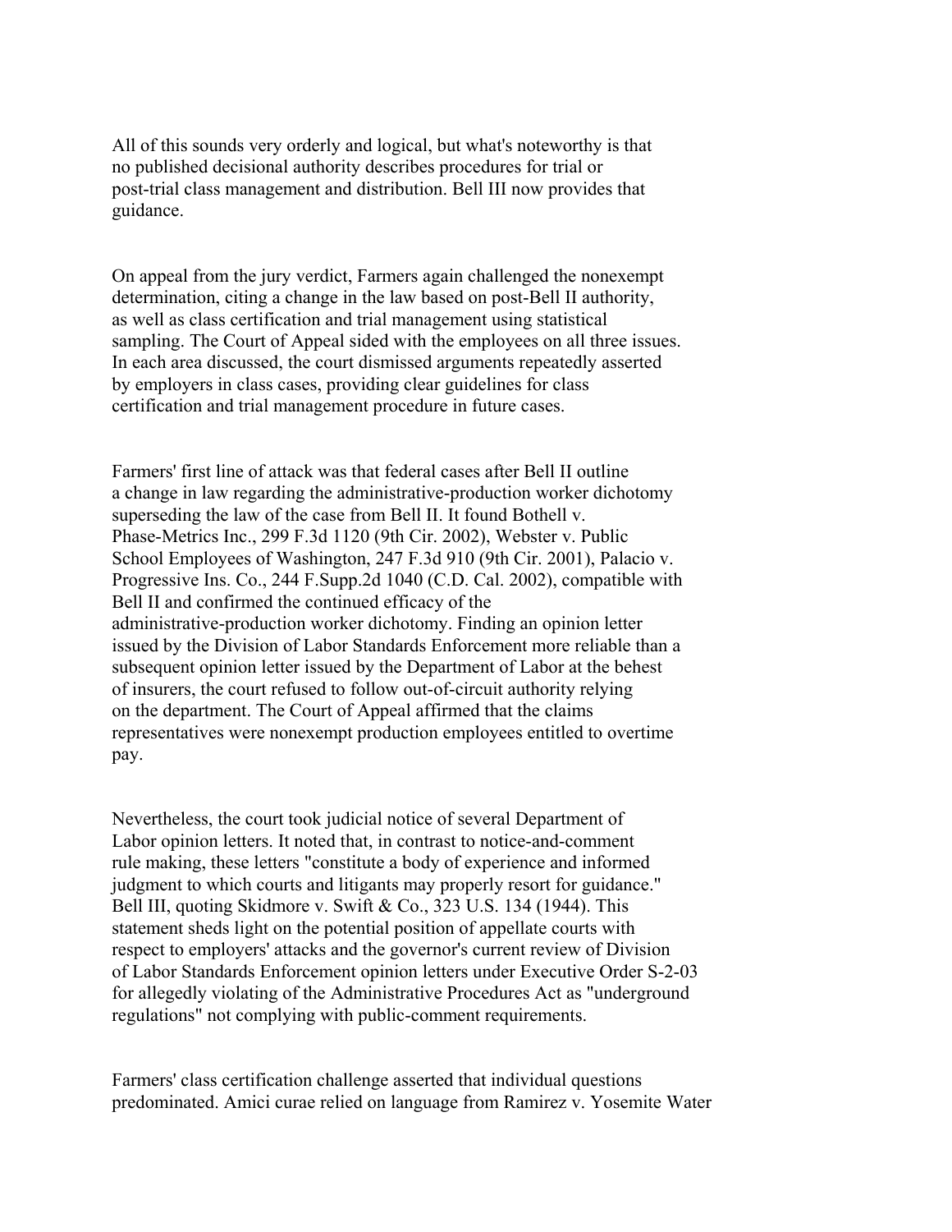All of this sounds very orderly and logical, but what's noteworthy is that no published decisional authority describes procedures for trial or post-trial class management and distribution. Bell III now provides that guidance.

On appeal from the jury verdict, Farmers again challenged the nonexempt determination, citing a change in the law based on post-Bell II authority, as well as class certification and trial management using statistical sampling. The Court of Appeal sided with the employees on all three issues. In each area discussed, the court dismissed arguments repeatedly asserted by employers in class cases, providing clear guidelines for class certification and trial management procedure in future cases.

Farmers' first line of attack was that federal cases after Bell II outline a change in law regarding the administrative-production worker dichotomy superseding the law of the case from Bell II. It found Bothell v. Phase-Metrics Inc., 299 F.3d 1120 (9th Cir. 2002), Webster v. Public School Employees of Washington, 247 F.3d 910 (9th Cir. 2001), Palacio v. Progressive Ins. Co., 244 F.Supp.2d 1040 (C.D. Cal. 2002), compatible with Bell II and confirmed the continued efficacy of the administrative-production worker dichotomy. Finding an opinion letter issued by the Division of Labor Standards Enforcement more reliable than a subsequent opinion letter issued by the Department of Labor at the behest of insurers, the court refused to follow out-of-circuit authority relying on the department. The Court of Appeal affirmed that the claims representatives were nonexempt production employees entitled to overtime pay.

Nevertheless, the court took judicial notice of several Department of Labor opinion letters. It noted that, in contrast to notice-and-comment rule making, these letters "constitute a body of experience and informed judgment to which courts and litigants may properly resort for guidance." Bell III, quoting Skidmore v. Swift & Co., 323 U.S. 134 (1944). This statement sheds light on the potential position of appellate courts with respect to employers' attacks and the governor's current review of Division of Labor Standards Enforcement opinion letters under Executive Order S-2-03 for allegedly violating of the Administrative Procedures Act as "underground regulations" not complying with public-comment requirements.

Farmers' class certification challenge asserted that individual questions predominated. Amici curae relied on language from Ramirez v. Yosemite Water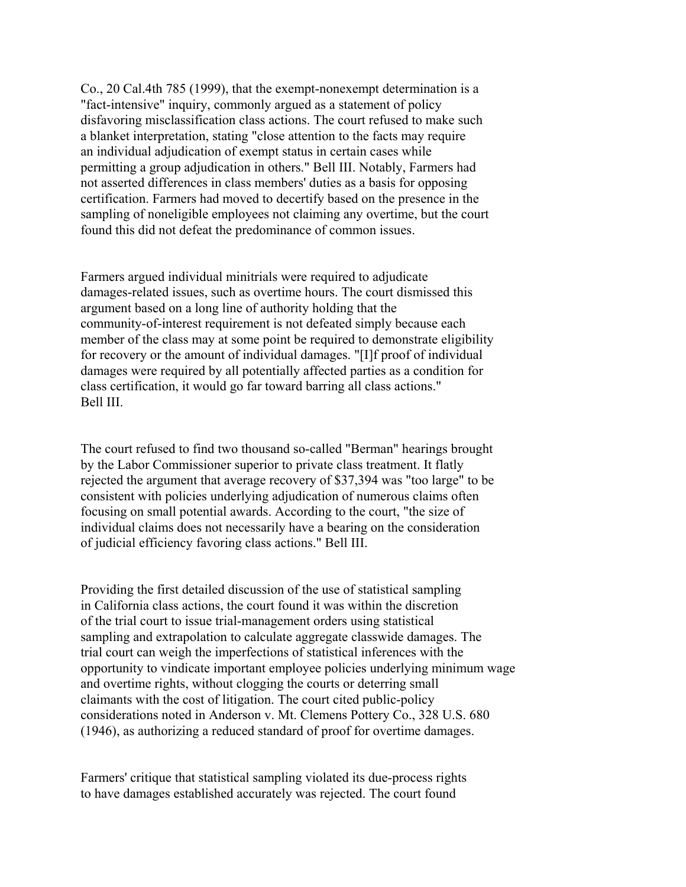Co., 20 Cal.4th 785 (1999), that the exempt-nonexempt determination is a "fact-intensive" inquiry, commonly argued as a statement of policy disfavoring misclassification class actions. The court refused to make such a blanket interpretation, stating "close attention to the facts may require an individual adjudication of exempt status in certain cases while permitting a group adjudication in others." Bell III. Notably, Farmers had not asserted differences in class members' duties as a basis for opposing certification. Farmers had moved to decertify based on the presence in the sampling of noneligible employees not claiming any overtime, but the court found this did not defeat the predominance of common issues.

Farmers argued individual minitrials were required to adjudicate damages-related issues, such as overtime hours. The court dismissed this argument based on a long line of authority holding that the community-of-interest requirement is not defeated simply because each member of the class may at some point be required to demonstrate eligibility for recovery or the amount of individual damages. "[I]f proof of individual damages were required by all potentially affected parties as a condition for class certification, it would go far toward barring all class actions." Bell III.

The court refused to find two thousand so-called "Berman" hearings brought by the Labor Commissioner superior to private class treatment. It flatly rejected the argument that average recovery of $37,394 was "too large" to be consistent with policies underlying adjudication of numerous claims often focusing on small potential awards. According to the court, "the size of individual claims does not necessarily have a bearing on the consideration of judicial efficiency favoring class actions." Bell III.

Providing the first detailed discussion of the use of statistical sampling in California class actions, the court found it was within the discretion of the trial court to issue trial-management orders using statistical sampling and extrapolation to calculate aggregate classwide damages. The trial court can weigh the imperfections of statistical inferences with the opportunity to vindicate important employee policies underlying minimum wage and overtime rights, without clogging the courts or deterring small claimants with the cost of litigation. The court cited public-policy considerations noted in Anderson v. Mt. Clemens Pottery Co., 328 U.S. 680 (1946), as authorizing a reduced standard of proof for overtime damages.

Farmers' critique that statistical sampling violated its due-process rights to have damages established accurately was rejected. The court found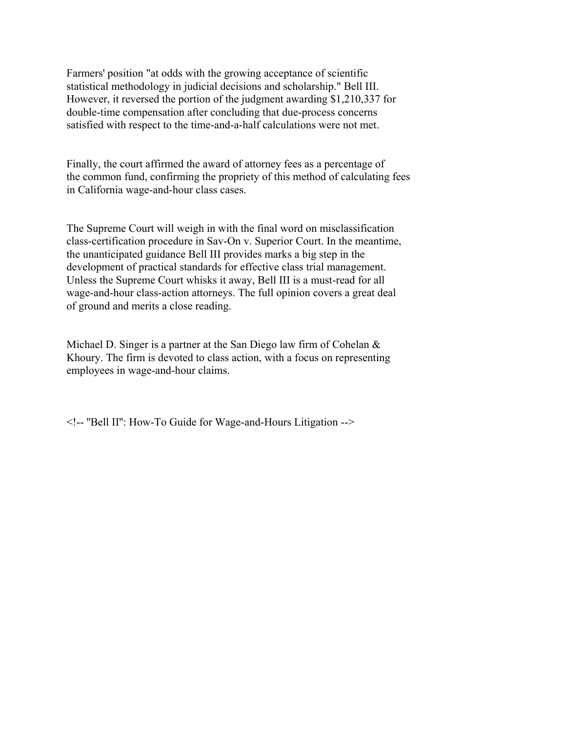Farmers' position "at odds with the growing acceptance of scientific statistical methodology in judicial decisions and scholarship." Bell III. However, it reversed the portion of the judgment awarding $1,210,337 for double-time compensation after concluding that due-process concerns satisfied with respect to the time-and-a-half calculations were not met.

Finally, the court affirmed the award of attorney fees as a percentage of the common fund, confirming the propriety of this method of calculating fees in California wage-and-hour class cases.

The Supreme Court will weigh in with the final word on misclassification class-certification procedure in Sav-On v. Superior Court. In the meantime, the unanticipated guidance Bell III provides marks a big step in the development of practical standards for effective class trial management. Unless the Supreme Court whisks it away, Bell III is a must-read for all wage-and-hour class-action attorneys. The full opinion covers a great deal of ground and merits a close reading.

Michael D. Singer is a partner at the San Diego law firm of Cohelan & Khoury. The firm is devoted to class action, with a focus on representing employees in wage-and-hour claims.

<!-- "Bell II": How-To Guide for Wage-and-Hours Litigation -->